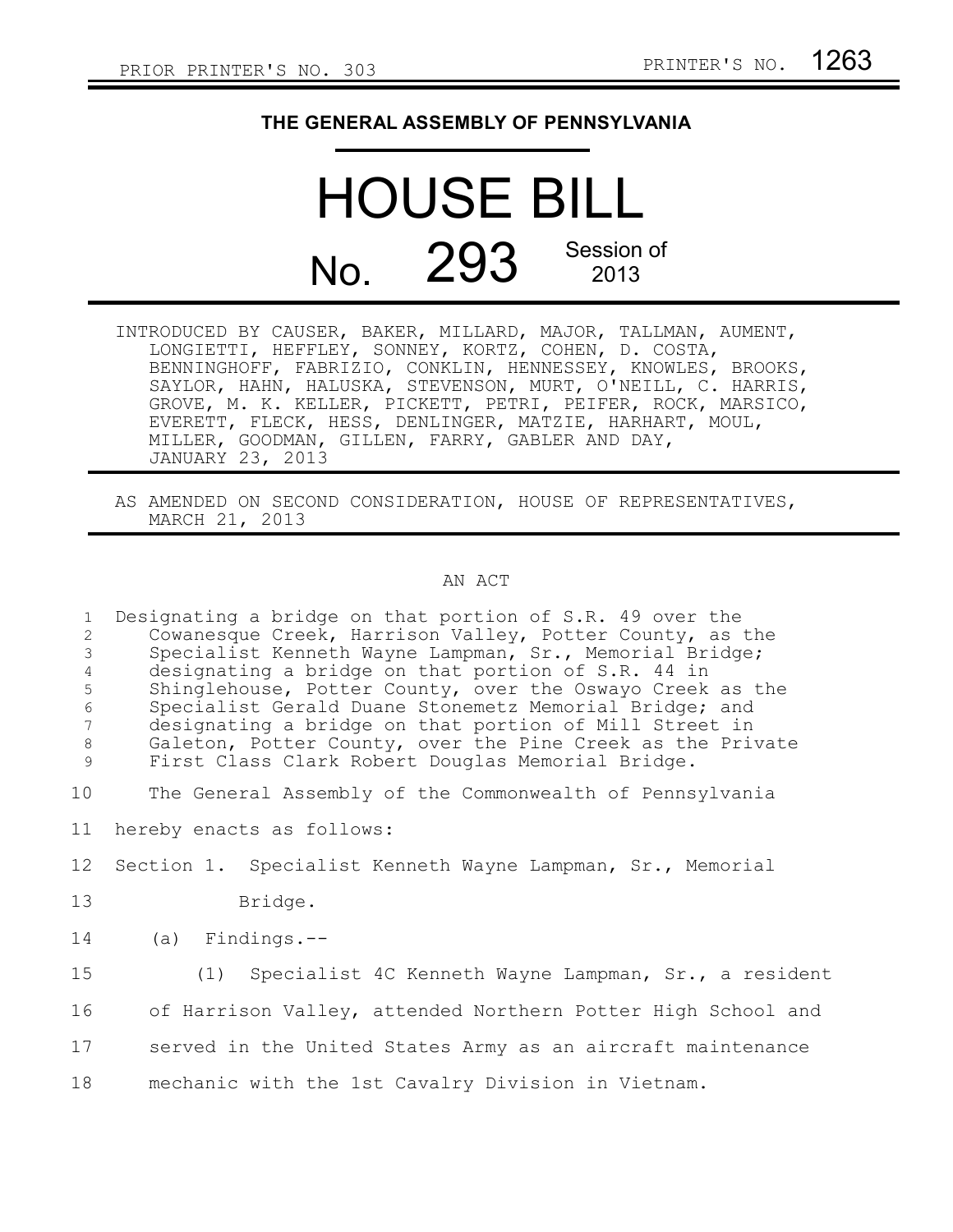PRIOR PRINTER'S NO. 303 PRINTER'S NO. 1263

# THE GENERAL ASSEMBLY OF PENNSYLVANIA

# HOUSE BILL

## No. 293 Session of 2013

INTRODUCED BY CAUSER, BAKER, MILLARD, MAJOR, TALLMAN, AUMENT, LONGIETTI, HEFFLEY, SONNEY, KORTZ, COHEN, D. COSTA, BENNINGHOFF, FABRIZIO, CONKLIN, HENNESSEY, KNOWLES, BROOKS, SAYLOR, HAHN, HALUSKA, STEVENSON, MURT, O'NEILL, C. HARRIS, GROVE, M. K. KELLER, PICKETT, PETRI, PEIFER, ROCK, MARSICO, EVERETT, FLECK, HESS, DENLINGER, MATZIE, HARHART, MOUL, MILLER, GOODMAN, GILLEN, FARRY, GABLER AND DAY, JANUARY 23, 2013

AS AMENDED ON SECOND CONSIDERATION, HOUSE OF REPRESENTATIVES, MARCH 21, 2013

AN ACT

Designating a bridge on that portion of S.R. 49 over the Cowanesque Creek, Harrison Valley, Potter County, as the Specialist Kenneth Wayne Lampman, Sr., Memorial Bridge; designating a bridge on that portion of S.R. 44 in Shinglehouse, Potter County, over the Oswayo Creek as the Specialist Gerald Duane Stonemetz Memorial Bridge; and designating a bridge on that portion of Mill Street in Galeton, Potter County, over the Pine Creek as the Private First Class Clark Robert Douglas Memorial Bridge.

The General Assembly of the Commonwealth of Pennsylvania hereby enacts as follows:

Section 1. Specialist Kenneth Wayne Lampman, Sr., Memorial Bridge.

(a) Findings.--

(1) Specialist 4C Kenneth Wayne Lampman, Sr., a resident of Harrison Valley, attended Northern Potter High School and served in the United States Army as an aircraft maintenance mechanic with the 1st Cavalry Division in Vietnam.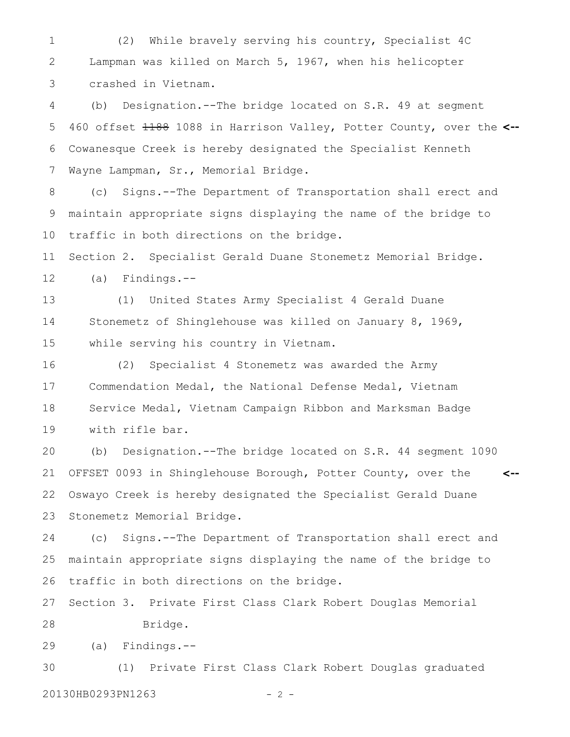(2) While bravely serving his country, Specialist 4C Lampman was killed on March 5, 1967, when his helicopter crashed in Vietnam.

(b) Designation.--The bridge located on S.R. 49 at segment 460 offset ~~1188~~ 1088 in Harrison Valley, Potter County, over the Cowanesque Creek is hereby designated the Specialist Kenneth Wayne Lampman, Sr., Memorial Bridge.

(c) Signs.--The Department of Transportation shall erect and maintain appropriate signs displaying the name of the bridge to traffic in both directions on the bridge.

Section 2. Specialist Gerald Duane Stonemetz Memorial Bridge.

(a) Findings.--

(1) United States Army Specialist 4 Gerald Duane Stonemetz of Shinglehouse was killed on January 8, 1969, while serving his country in Vietnam.

(2) Specialist 4 Stonemetz was awarded the Army Commendation Medal, the National Defense Medal, Vietnam Service Medal, Vietnam Campaign Ribbon and Marksman Badge with rifle bar.

(b) Designation.--The bridge located on S.R. 44 segment 1090 OFFSET 0093 in Shinglehouse Borough, Potter County, over the Oswayo Creek is hereby designated the Specialist Gerald Duane Stonemetz Memorial Bridge.

(c) Signs.--The Department of Transportation shall erect and maintain appropriate signs displaying the name of the bridge to traffic in both directions on the bridge.

Section 3. Private First Class Clark Robert Douglas Memorial Bridge.

(a) Findings.--

(1) Private First Class Clark Robert Douglas graduated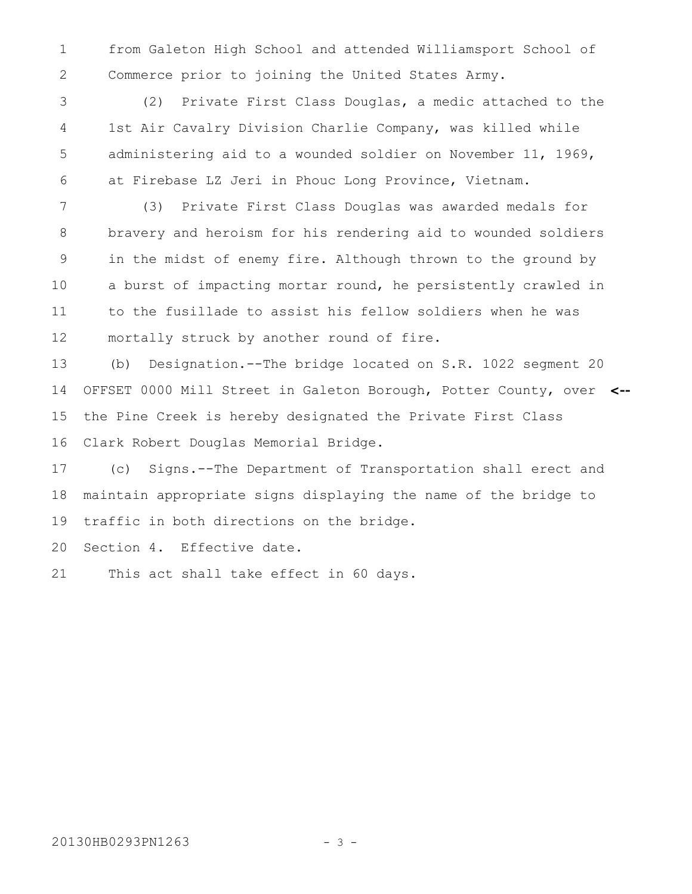from Galeton High School and attended Williamsport School of Commerce prior to joining the United States Army.

(2) Private First Class Douglas, a medic attached to the 1st Air Cavalry Division Charlie Company, was killed while administering aid to a wounded soldier on November 11, 1969, at Firebase LZ Jeri in Phouc Long Province, Vietnam.

(3) Private First Class Douglas was awarded medals for bravery and heroism for his rendering aid to wounded soldiers in the midst of enemy fire. Although thrown to the ground by a burst of impacting mortar round, he persistently crawled in to the fusillade to assist his fellow soldiers when he was mortally struck by another round of fire.

(b) Designation.--The bridge located on S.R. 1022 segment 20 OFFSET 0000 Mill Street in Galeton Borough, Potter County, over the Pine Creek is hereby designated the Private First Class Clark Robert Douglas Memorial Bridge.

(c) Signs.--The Department of Transportation shall erect and maintain appropriate signs displaying the name of the bridge to traffic in both directions on the bridge.

Section 4. Effective date.

This act shall take effect in 60 days.